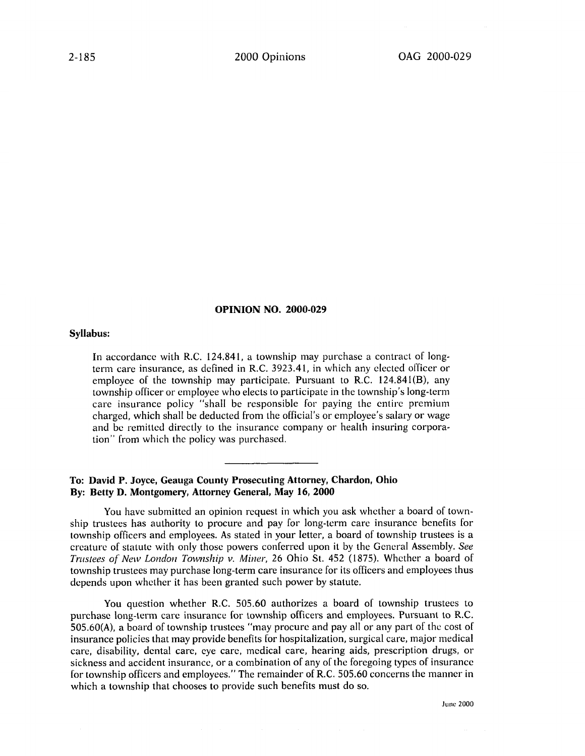**OPINION NO. 2000-029**

**Syllabus:**

> In accordance with R.C. 124.841, a township may purchase a contract of long-term care insurance, as defined in R.C. 3923.41, in which any elected officer or employee of the township may participate. Pursuant to R.C. 124.841(B), any township officer or employee who elects to participate in the township's long-term care insurance policy "shall be responsible for paying the entire premium charged, which shall be deducted from the official's or employee's salary or wage and be remitted directly to the insurance company or health insuring corporation" from which the policy was purchased.

---

**To: David P. Joyce, Geauga County Prosecuting Attorney, Chardon, Ohio**
**By: Betty D. Montgomery, Attorney General, May 16, 2000**

You have submitted an opinion request in which you ask whether a board of township trustees has authority to procure and pay for long-term care insurance benefits for township officers and employees. As stated in your letter, a board of township trustees is a creature of statute with only those powers conferred upon it by the General Assembly. *See Trustees of New London Township v. Miner*, 26 Ohio St. 452 (1875). Whether a board of township trustees may purchase long-term care insurance for its officers and employees thus depends upon whether it has been granted such power by statute.

You question whether R.C. 505.60 authorizes a board of township trustees to purchase long-term care insurance for township officers and employees. Pursuant to R.C. 505.60(A), a board of township trustees "may procure and pay all or any part of the cost of insurance policies that may provide benefits for hospitalization, surgical care, major medical care, disability, dental care, eye care, medical care, hearing aids, prescription drugs, or sickness and accident insurance, or a combination of any of the foregoing types of insurance for township officers and employees." The remainder of R.C. 505.60 concerns the manner in which a township that chooses to provide such benefits must do so.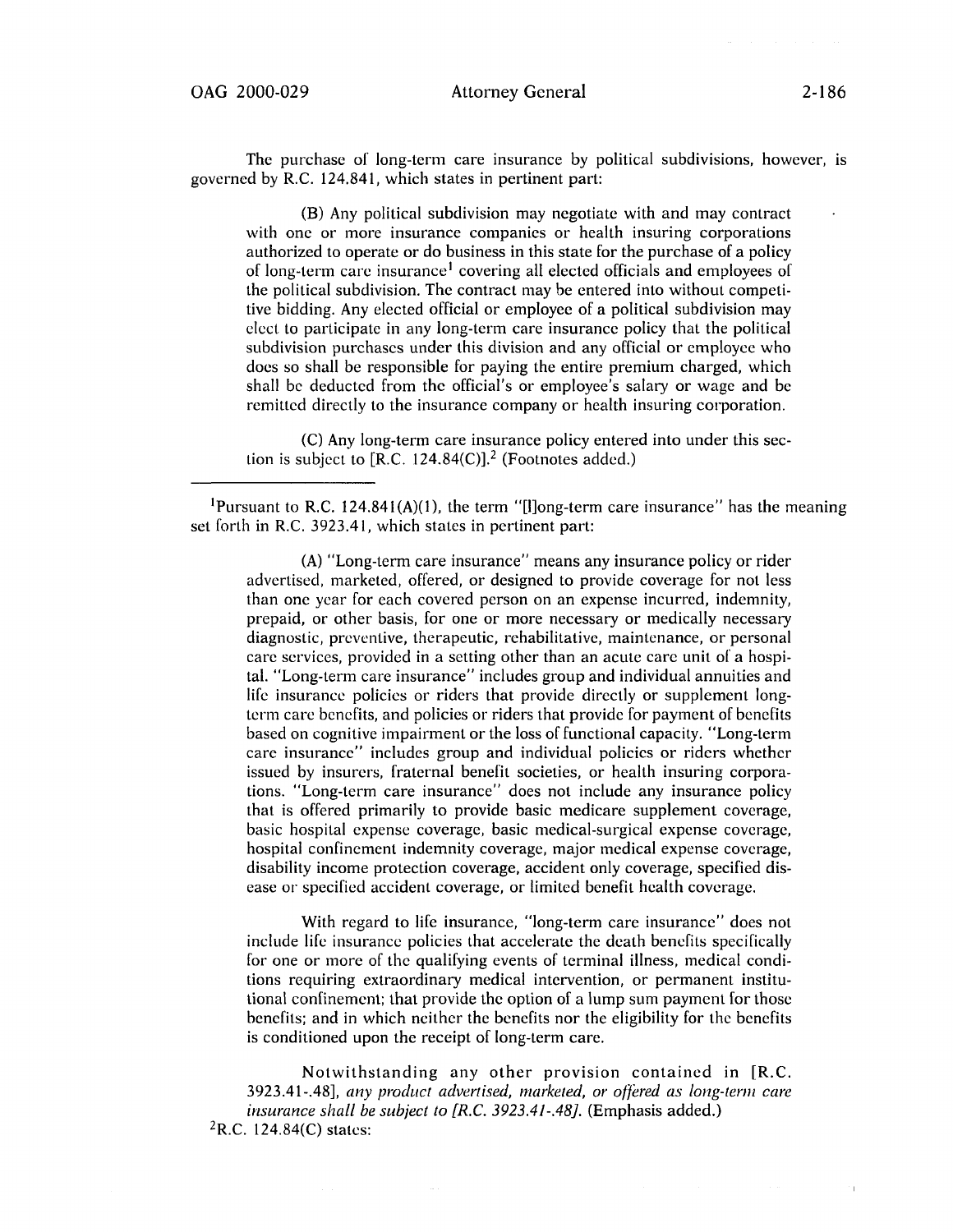The purchase of long-term care insurance by political subdivisions, however, is governed by R.C. 124.841, which states in pertinent part:

> (B) Any political subdivision may negotiate with and may contract with one or more insurance companies or health insuring corporations authorized to operate or do business in this state for the purchase of a policy of long-term care insurance[1] covering all elected officials and employees of the political subdivision. The contract may be entered into without competitive bidding. Any elected official or employee of a political subdivision may elect to participate in any long-term care insurance policy that the political subdivision purchases under this division and any official or employee who does so shall be responsible for paying the entire premium charged, which shall be deducted from the official's or employee's salary or wage and be remitted directly to the insurance company or health insuring corporation.
>
> (C) Any long-term care insurance policy entered into under this section is subject to [R.C. 124.84(C)].[2] (Footnotes added.)

---

[1]Pursuant to R.C. 124.841(A)(1), the term "[l]ong-term care insurance" has the meaning set forth in R.C. 3923.41, which states in pertinent part:

> (A) "Long-term care insurance" means any insurance policy or rider advertised, marketed, offered, or designed to provide coverage for not less than one year for each covered person on an expense incurred, indemnity, prepaid, or other basis, for one or more necessary or medically necessary diagnostic, preventive, therapeutic, rehabilitative, maintenance, or personal care services, provided in a setting other than an acute care unit of a hospital. "Long-term care insurance" includes group and individual annuities and life insurance policies or riders that provide directly or supplement long-term care benefits, and policies or riders that provide for payment of benefits based on cognitive impairment or the loss of functional capacity. "Long-term care insurance" includes group and individual policies or riders whether issued by insurers, fraternal benefit societies, or health insuring corporations. "Long-term care insurance" does not include any insurance policy that is offered primarily to provide basic medicare supplement coverage, basic hospital expense coverage, basic medical-surgical expense coverage, hospital confinement indemnity coverage, major medical expense coverage, disability income protection coverage, accident only coverage, specified disease or specified accident coverage, or limited benefit health coverage.
>
> With regard to life insurance, "long-term care insurance" does not include life insurance policies that accelerate the death benefits specifically for one or more of the qualifying events of terminal illness, medical conditions requiring extraordinary medical intervention, or permanent institutional confinement; that provide the option of a lump sum payment for those benefits; and in which neither the benefits nor the eligibility for the benefits is conditioned upon the receipt of long-term care.
>
> Notwithstanding any other provision contained in [R.C. 3923.41-.48], *any product advertised, marketed, or offered as long-term care insurance shall be subject to [R.C. 3923.41-.48].* (Emphasis added.)

[2]R.C. 124.84(C) states: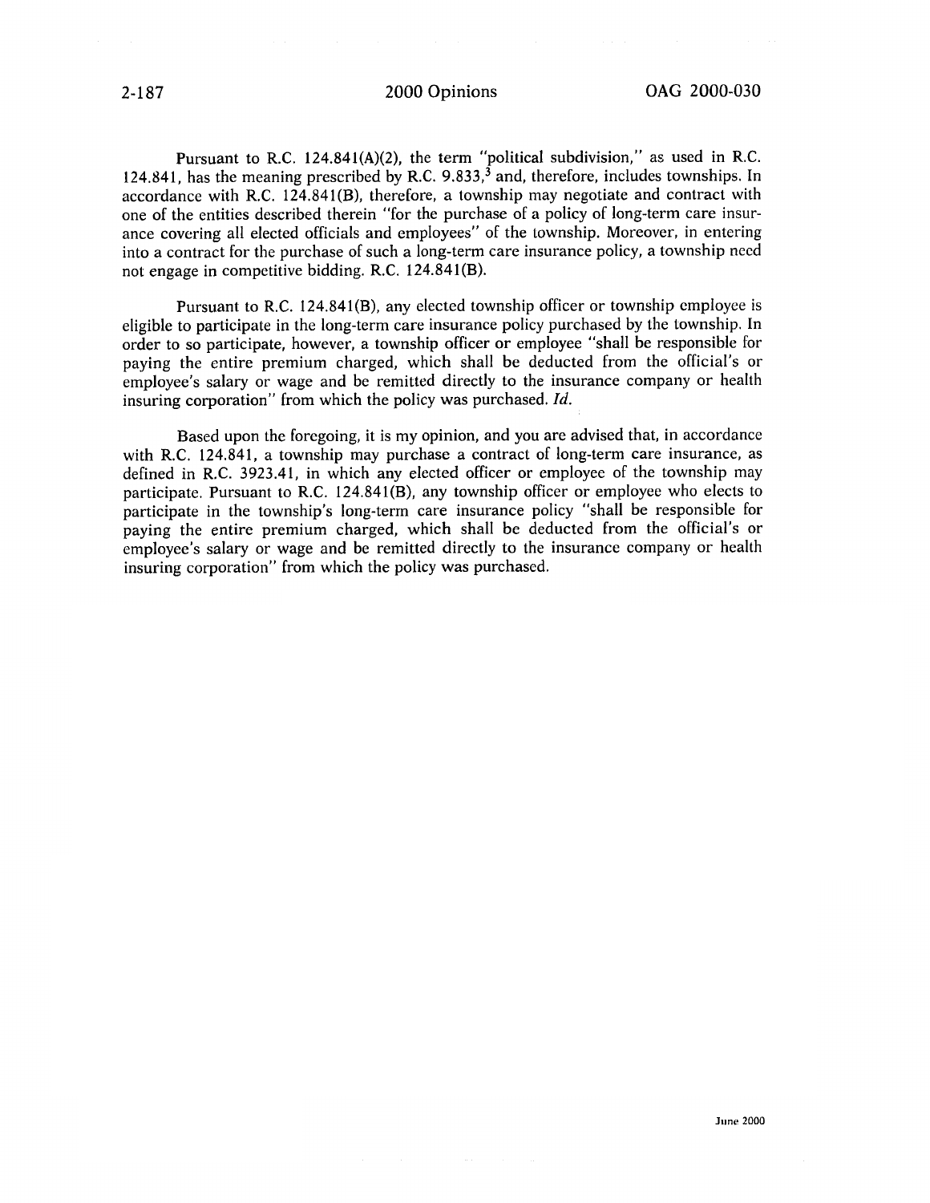Pursuant to R.C. 124.841(A)(2), the term "political subdivision," as used in R.C. 124.841, has the meaning prescribed by R.C. 9.833,[3] and, therefore, includes townships. In accordance with R.C. 124.841(B), therefore, a township may negotiate and contract with one of the entities described therein "for the purchase of a policy of long-term care insurance covering all elected officials and employees" of the township. Moreover, in entering into a contract for the purchase of such a long-term care insurance policy, a township need not engage in competitive bidding. R.C. 124.841(B).

Pursuant to R.C. 124.841(B), any elected township officer or township employee is eligible to participate in the long-term care insurance policy purchased by the township. In order to so participate, however, a township officer or employee "shall be responsible for paying the entire premium charged, which shall be deducted from the official's or employee's salary or wage and be remitted directly to the insurance company or health insuring corporation" from which the policy was purchased. *Id.*

Based upon the foregoing, it is my opinion, and you are advised that, in accordance with R.C. 124.841, a township may purchase a contract of long-term care insurance, as defined in R.C. 3923.41, in which any elected officer or employee of the township may participate. Pursuant to R.C. 124.841(B), any township officer or employee who elects to participate in the township's long-term care insurance policy "shall be responsible for paying the entire premium charged, which shall be deducted from the official's or employee's salary or wage and be remitted directly to the insurance company or health insuring corporation" from which the policy was purchased.